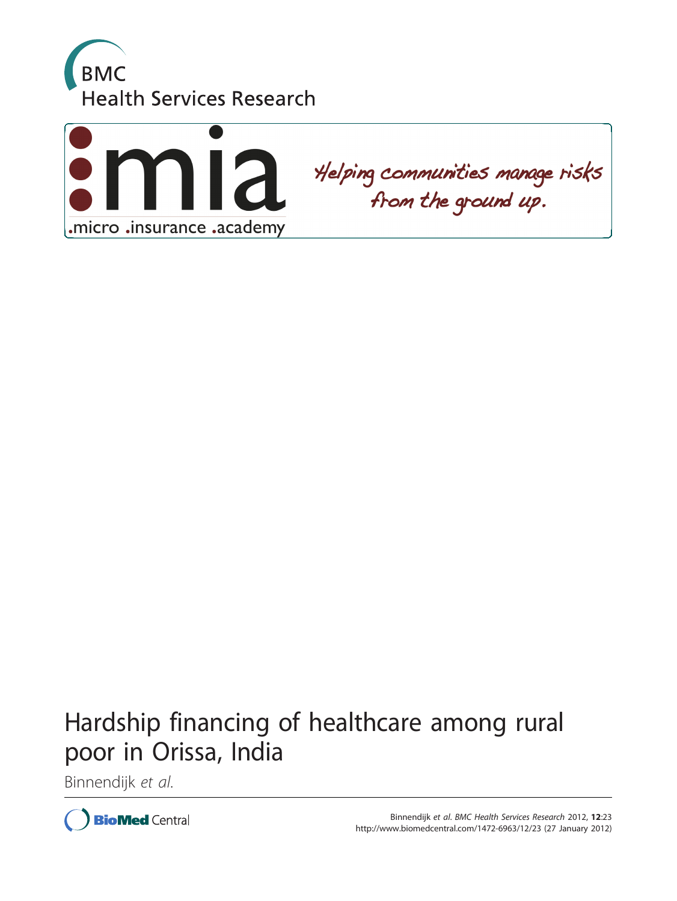BMC Health Services Research

:mia

.micro .insurance .academy

Helping communities manage risks from the ground up.

# Hardship financing of healthcare among rural poor in Orissa, India

Binnendijk *et al.*

Binnendijk *et al. BMC Health Services Research* 2012, **12**:23
http://www.biomedcentral.com/1472-6963/12/23 (27 January 2012)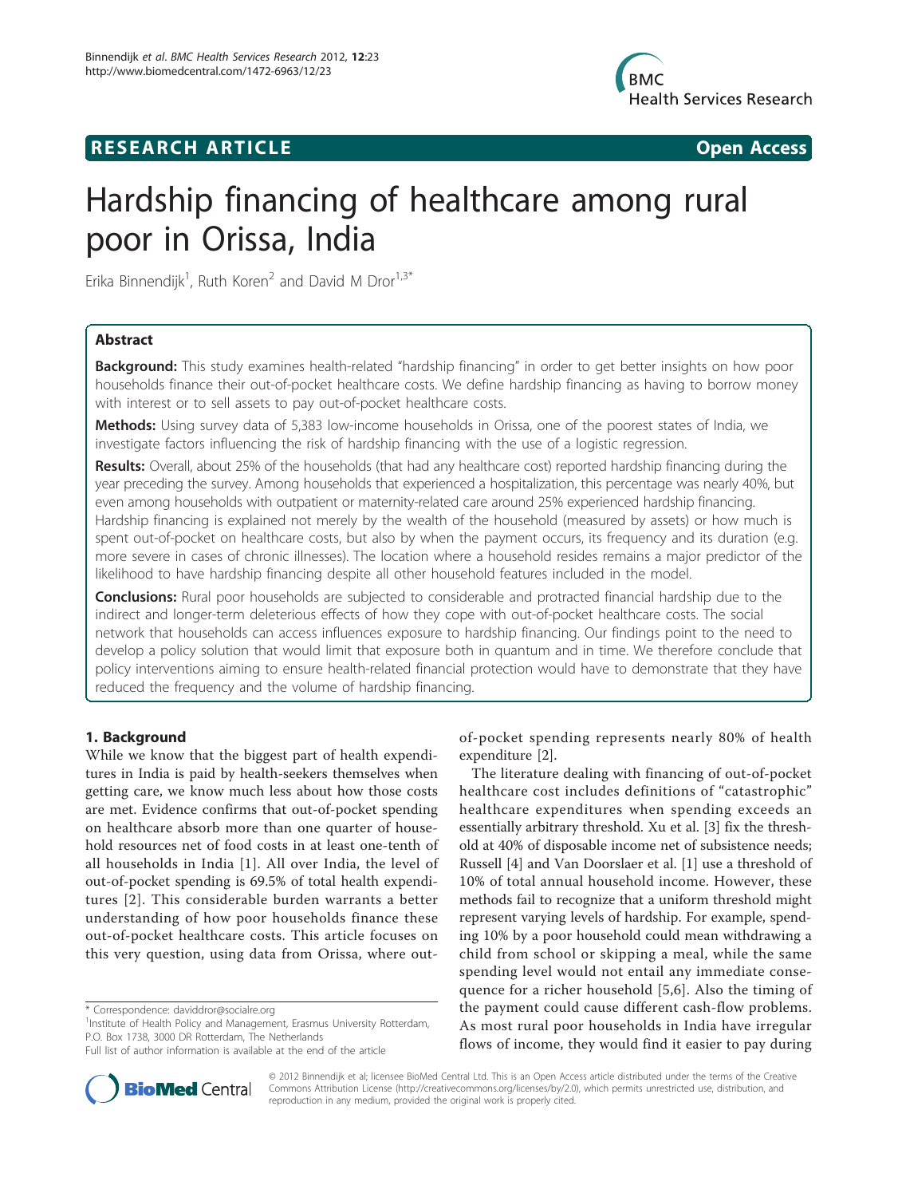# Hardship financing of healthcare among rural poor in Orissa, India

Erika Binnendijk[1], Ruth Koren[2] and David M Dror[1,3*]

## Abstract

**Background:** This study examines health-related "hardship financing" in order to get better insights on how poor households finance their out-of-pocket healthcare costs. We define hardship financing as having to borrow money with interest or to sell assets to pay out-of-pocket healthcare costs.

**Methods:** Using survey data of 5,383 low-income households in Orissa, one of the poorest states of India, we investigate factors influencing the risk of hardship financing with the use of a logistic regression.

**Results:** Overall, about 25% of the households (that had any healthcare cost) reported hardship financing during the year preceding the survey. Among households that experienced a hospitalization, this percentage was nearly 40%, but even among households with outpatient or maternity-related care around 25% experienced hardship financing. Hardship financing is explained not merely by the wealth of the household (measured by assets) or how much is spent out-of-pocket on healthcare costs, but also by when the payment occurs, its frequency and its duration (e.g. more severe in cases of chronic illnesses). The location where a household resides remains a major predictor of the likelihood to have hardship financing despite all other household features included in the model.

**Conclusions:** Rural poor households are subjected to considerable and protracted financial hardship due to the indirect and longer-term deleterious effects of how they cope with out-of-pocket healthcare costs. The social network that households can access influences exposure to hardship financing. Our findings point to the need to develop a policy solution that would limit that exposure both in quantum and in time. We therefore conclude that policy interventions aiming to ensure health-related financial protection would have to demonstrate that they have reduced the frequency and the volume of hardship financing.

## 1. Background

While we know that the biggest part of health expenditures in India is paid by health-seekers themselves when getting care, we know much less about how those costs are met. Evidence confirms that out-of-pocket spending on healthcare absorb more than one quarter of household resources net of food costs in at least one-tenth of all households in India [1]. All over India, the level of out-of-pocket spending is 69.5% of total health expenditures [2]. This considerable burden warrants a better understanding of how poor households finance these out-of-pocket healthcare costs. This article focuses on this very question, using data from Orissa, where out-of-pocket spending represents nearly 80% of health expenditure [2].

The literature dealing with financing of out-of-pocket healthcare cost includes definitions of "catastrophic" healthcare expenditures when spending exceeds an essentially arbitrary threshold. Xu et al. [3] fix the threshold at 40% of disposable income net of subsistence needs; Russell [4] and Van Doorslaer et al. [1] use a threshold of 10% of total annual household income. However, these methods fail to recognize that a uniform threshold might represent varying levels of hardship. For example, spending 10% by a poor household could mean withdrawing a child from school or skipping a meal, while the same spending level would not entail any immediate consequence for a richer household [5,6]. Also the timing of the payment could cause different cash-flow problems. As most rural poor households in India have irregular flows of income, they would find it easier to pay during

\* Correspondence: daviddror@socialre.org
[1]Institute of Health Policy and Management, Erasmus University Rotterdam, P.O. Box 1738, 3000 DR Rotterdam, The Netherlands
Full list of author information is available at the end of the article

© 2012 Binnendijk et al; licensee BioMed Central Ltd. This is an Open Access article distributed under the terms of the Creative Commons Attribution License (http://creativecommons.org/licenses/by/2.0), which permits unrestricted use, distribution, and reproduction in any medium, provided the original work is properly cited.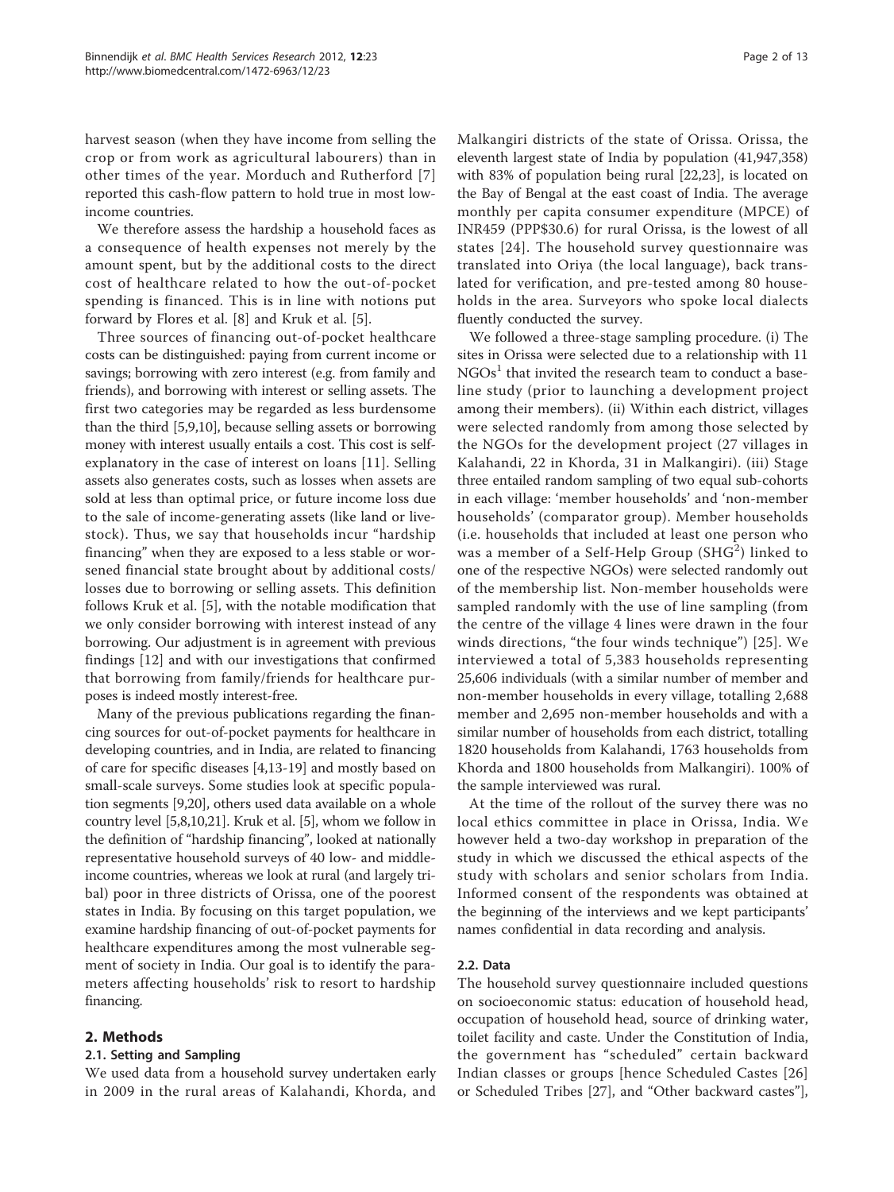harvest season (when they have income from selling the crop or from work as agricultural labourers) than in other times of the year. Morduch and Rutherford [7] reported this cash-flow pattern to hold true in most low-income countries.

We therefore assess the hardship a household faces as a consequence of health expenses not merely by the amount spent, but by the additional costs to the direct cost of healthcare related to how the out-of-pocket spending is financed. This is in line with notions put forward by Flores et al. [8] and Kruk et al. [5].

Three sources of financing out-of-pocket healthcare costs can be distinguished: paying from current income or savings; borrowing with zero interest (e.g. from family and friends), and borrowing with interest or selling assets. The first two categories may be regarded as less burdensome than the third [5,9,10], because selling assets or borrowing money with interest usually entails a cost. This cost is self-explanatory in the case of interest on loans [11]. Selling assets also generates costs, such as losses when assets are sold at less than optimal price, or future income loss due to the sale of income-generating assets (like land or livestock). Thus, we say that households incur "hardship financing" when they are exposed to a less stable or worsened financial state brought about by additional costs/losses due to borrowing or selling assets. This definition follows Kruk et al. [5], with the notable modification that we only consider borrowing with interest instead of any borrowing. Our adjustment is in agreement with previous findings [12] and with our investigations that confirmed that borrowing from family/friends for healthcare purposes is indeed mostly interest-free.

Many of the previous publications regarding the financing sources for out-of-pocket payments for healthcare in developing countries, and in India, are related to financing of care for specific diseases [4,13-19] and mostly based on small-scale surveys. Some studies look at specific population segments [9,20], others used data available on a whole country level [5,8,10,21]. Kruk et al. [5], whom we follow in the definition of "hardship financing", looked at nationally representative household surveys of 40 low- and middle-income countries, whereas we look at rural (and largely tribal) poor in three districts of Orissa, one of the poorest states in India. By focusing on this target population, we examine hardship financing of out-of-pocket payments for healthcare expenditures among the most vulnerable segment of society in India. Our goal is to identify the parameters affecting households' risk to resort to hardship financing.

## 2. Methods

### 2.1. Setting and Sampling

We used data from a household survey undertaken early in 2009 in the rural areas of Kalahandi, Khorda, and Malkangiri districts of the state of Orissa. Orissa, the eleventh largest state of India by population (41,947,358) with 83% of population being rural [22,23], is located on the Bay of Bengal at the east coast of India. The average monthly per capita consumer expenditure (MPCE) of INR459 (PPP$30.6) for rural Orissa, is the lowest of all states [24]. The household survey questionnaire was translated into Oriya (the local language), back translated for verification, and pre-tested among 80 households in the area. Surveyors who spoke local dialects fluently conducted the survey.

We followed a three-stage sampling procedure. (i) The sites in Orissa were selected due to a relationship with 11 NGOs[1] that invited the research team to conduct a baseline study (prior to launching a development project among their members). (ii) Within each district, villages were selected randomly from among those selected by the NGOs for the development project (27 villages in Kalahandi, 22 in Khorda, 31 in Malkangiri). (iii) Stage three entailed random sampling of two equal sub-cohorts in each village: 'member households' and 'non-member households' (comparator group). Member households (i.e. households that included at least one person who was a member of a Self-Help Group (SHG[2]) linked to one of the respective NGOs) were selected randomly out of the membership list. Non-member households were sampled randomly with the use of line sampling (from the centre of the village 4 lines were drawn in the four winds directions, "the four winds technique") [25]. We interviewed a total of 5,383 households representing 25,606 individuals (with a similar number of member and non-member households in every village, totalling 2,688 member and 2,695 non-member households and with a similar number of households from each district, totalling 1820 households from Kalahandi, 1763 households from Khorda and 1800 households from Malkangiri). 100% of the sample interviewed was rural.

At the time of the rollout of the survey there was no local ethics committee in place in Orissa, India. We however held a two-day workshop in preparation of the study in which we discussed the ethical aspects of the study with scholars and senior scholars from India. Informed consent of the respondents was obtained at the beginning of the interviews and we kept participants' names confidential in data recording and analysis.

### 2.2. Data

The household survey questionnaire included questions on socioeconomic status: education of household head, occupation of household head, source of drinking water, toilet facility and caste. Under the Constitution of India, the government has "scheduled" certain backward Indian classes or groups [hence Scheduled Castes [26] or Scheduled Tribes [27], and "Other backward castes"],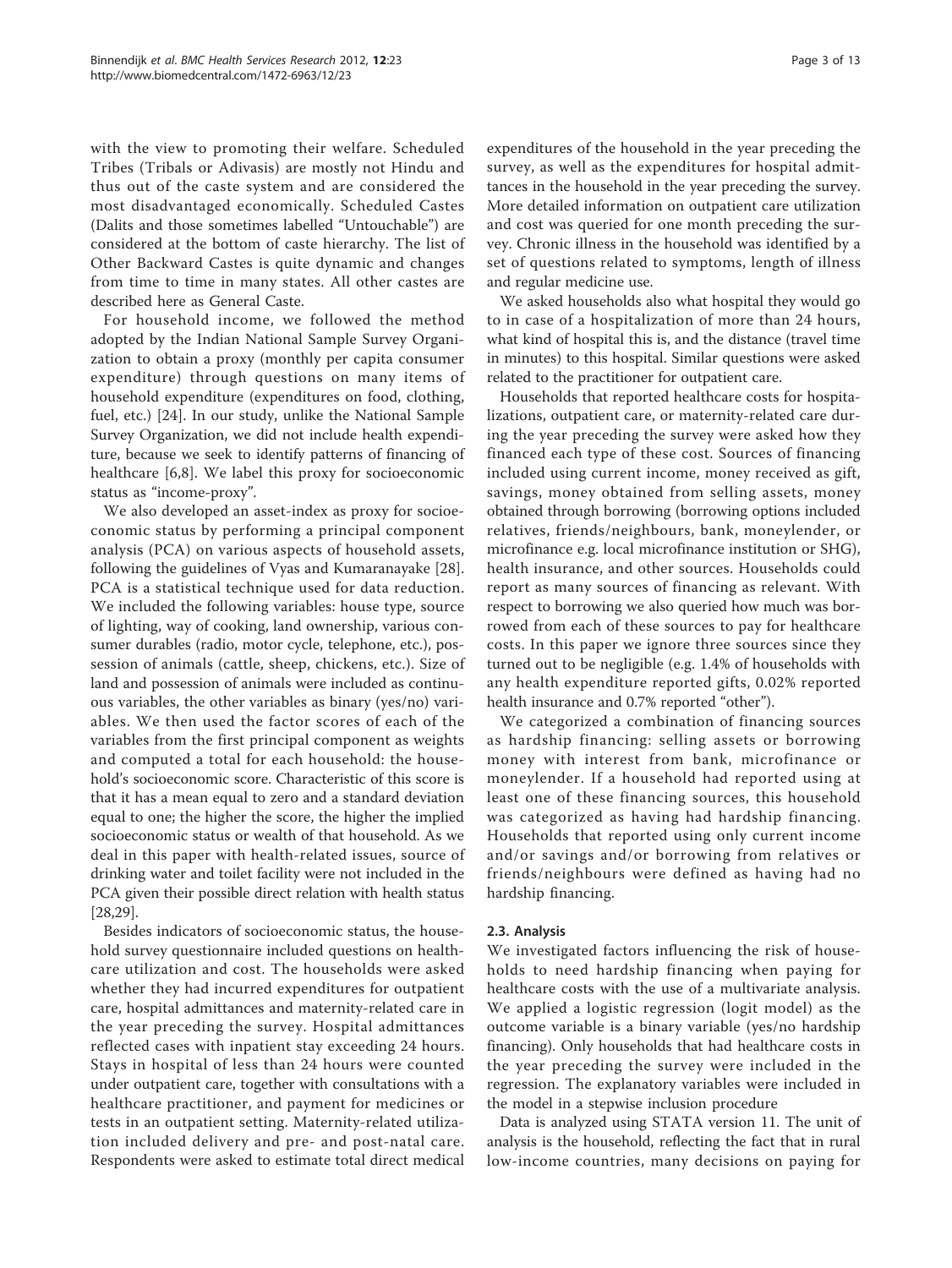with the view to promoting their welfare. Scheduled Tribes (Tribals or Adivasis) are mostly not Hindu and thus out of the caste system and are considered the most disadvantaged economically. Scheduled Castes (Dalits and those sometimes labelled "Untouchable") are considered at the bottom of caste hierarchy. The list of Other Backward Castes is quite dynamic and changes from time to time in many states. All other castes are described here as General Caste.

For household income, we followed the method adopted by the Indian National Sample Survey Organization to obtain a proxy (monthly per capita consumer expenditure) through questions on many items of household expenditure (expenditures on food, clothing, fuel, etc.) [24]. In our study, unlike the National Sample Survey Organization, we did not include health expenditure, because we seek to identify patterns of financing of healthcare [6,8]. We label this proxy for socioeconomic status as "income-proxy".

We also developed an asset-index as proxy for socioeconomic status by performing a principal component analysis (PCA) on various aspects of household assets, following the guidelines of Vyas and Kumaranayake [28]. PCA is a statistical technique used for data reduction. We included the following variables: house type, source of lighting, way of cooking, land ownership, various consumer durables (radio, motor cycle, telephone, etc.), possession of animals (cattle, sheep, chickens, etc.). Size of land and possession of animals were included as continuous variables, the other variables as binary (yes/no) variables. We then used the factor scores of each of the variables from the first principal component as weights and computed a total for each household: the household's socioeconomic score. Characteristic of this score is that it has a mean equal to zero and a standard deviation equal to one; the higher the score, the higher the implied socioeconomic status or wealth of that household. As we deal in this paper with health-related issues, source of drinking water and toilet facility were not included in the PCA given their possible direct relation with health status [28,29].

Besides indicators of socioeconomic status, the household survey questionnaire included questions on healthcare utilization and cost. The households were asked whether they had incurred expenditures for outpatient care, hospital admittances and maternity-related care in the year preceding the survey. Hospital admittances reflected cases with inpatient stay exceeding 24 hours. Stays in hospital of less than 24 hours were counted under outpatient care, together with consultations with a healthcare practitioner, and payment for medicines or tests in an outpatient setting. Maternity-related utilization included delivery and pre- and post-natal care. Respondents were asked to estimate total direct medical expenditures of the household in the year preceding the survey, as well as the expenditures for hospital admittances in the household in the year preceding the survey. More detailed information on outpatient care utilization and cost was queried for one month preceding the survey. Chronic illness in the household was identified by a set of questions related to symptoms, length of illness and regular medicine use.

We asked households also what hospital they would go to in case of a hospitalization of more than 24 hours, what kind of hospital this is, and the distance (travel time in minutes) to this hospital. Similar questions were asked related to the practitioner for outpatient care.

Households that reported healthcare costs for hospitalizations, outpatient care, or maternity-related care during the year preceding the survey were asked how they financed each type of these cost. Sources of financing included using current income, money received as gift, savings, money obtained from selling assets, money obtained through borrowing (borrowing options included relatives, friends/neighbours, bank, moneylender, or microfinance e.g. local microfinance institution or SHG), health insurance, and other sources. Households could report as many sources of financing as relevant. With respect to borrowing we also queried how much was borrowed from each of these sources to pay for healthcare costs. In this paper we ignore three sources since they turned out to be negligible (e.g. 1.4% of households with any health expenditure reported gifts, 0.02% reported health insurance and 0.7% reported "other").

We categorized a combination of financing sources as hardship financing: selling assets or borrowing money with interest from bank, microfinance or moneylender. If a household had reported using at least one of these financing sources, this household was categorized as having had hardship financing. Households that reported using only current income and/or savings and/or borrowing from relatives or friends/neighbours were defined as having had no hardship financing.

### 2.3. Analysis

We investigated factors influencing the risk of households to need hardship financing when paying for healthcare costs with the use of a multivariate analysis. We applied a logistic regression (logit model) as the outcome variable is a binary variable (yes/no hardship financing). Only households that had healthcare costs in the year preceding the survey were included in the regression. The explanatory variables were included in the model in a stepwise inclusion procedure

Data is analyzed using STATA version 11. The unit of analysis is the household, reflecting the fact that in rural low-income countries, many decisions on paying for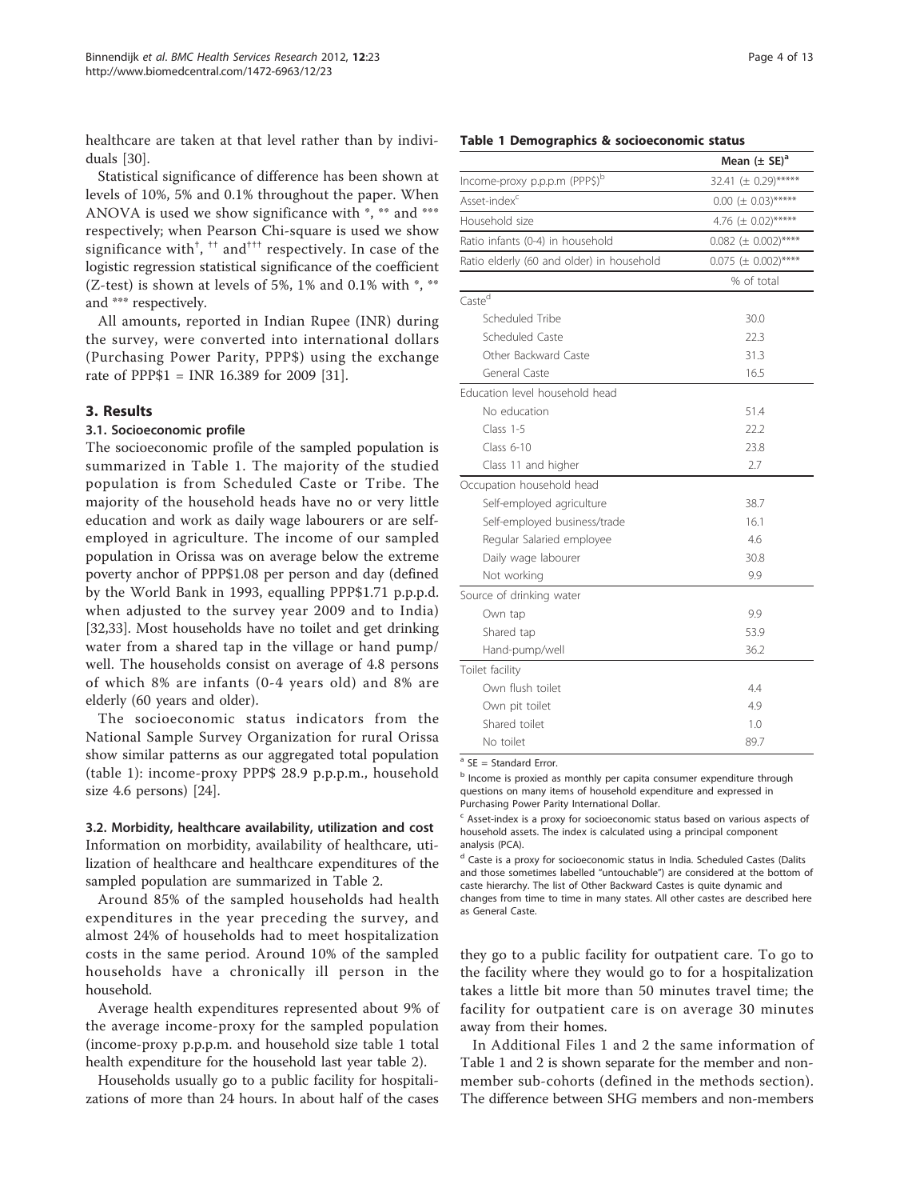healthcare are taken at that level rather than by individuals [30].

Statistical significance of difference has been shown at levels of 10%, 5% and 0.1% throughout the paper. When ANOVA is used we show significance with *, ** and *** respectively; when Pearson Chi-square is used we show significance with†, †† and††† respectively. In case of the logistic regression statistical significance of the coefficient (Z-test) is shown at levels of 5%, 1% and 0.1% with *, ** and *** respectively.

All amounts, reported in Indian Rupee (INR) during the survey, were converted into international dollars (Purchasing Power Parity, PPP$) using the exchange rate of PPP$1 = INR 16.389 for 2009 [31].

## 3. Results

### 3.1. Socioeconomic profile

The socioeconomic profile of the sampled population is summarized in Table 1. The majority of the studied population is from Scheduled Caste or Tribe. The majority of the household heads have no or very little education and work as daily wage labourers or are self-employed in agriculture. The income of our sampled population in Orissa was on average below the extreme poverty anchor of PPP$1.08 per person and day (defined by the World Bank in 1993, equalling PPP$1.71 p.p.p.d. when adjusted to the survey year 2009 and to India) [32,33]. Most households have no toilet and get drinking water from a shared tap in the village or hand pump/ well. The households consist on average of 4.8 persons of which 8% are infants (0-4 years old) and 8% are elderly (60 years and older).

The socioeconomic status indicators from the National Sample Survey Organization for rural Orissa show similar patterns as our aggregated total population (table 1): income-proxy PPP$ 28.9 p.p.p.m., household size 4.6 persons) [24].

### 3.2. Morbidity, healthcare availability, utilization and cost

Information on morbidity, availability of healthcare, utilization of healthcare and healthcare expenditures of the sampled population are summarized in Table 2.

Around 85% of the sampled households had health expenditures in the year preceding the survey, and almost 24% of households had to meet hospitalization costs in the same period. Around 10% of the sampled households have a chronically ill person in the household.

Average health expenditures represented about 9% of the average income-proxy for the sampled population (income-proxy p.p.p.m. and household size table 1 total health expenditure for the household last year table 2).

Households usually go to a public facility for hospitalizations of more than 24 hours. In about half of the cases they go to a public facility for outpatient care. To go to the facility where they would go to for a hospitalization takes a little bit more than 50 minutes travel time; the facility for outpatient care is on average 30 minutes away from their homes.

In Additional Files 1 and 2 the same information of Table 1 and 2 is shown separate for the member and non-member sub-cohorts (defined in the methods section). The difference between SHG members and non-members

**Table 1 Demographics & socioeconomic status**

| | Mean (± SE)[a] |
|---|---|
| Income-proxy p.p.p.m (PPP$)[b] | 32.41 (± 0.29)***** |
| Asset-index[c] | 0.00 (± 0.03)***** |
| Household size | 4.76 (± 0.02)***** |
| Ratio infants (0-4) in household | 0.082 (± 0.002)**** |
| Ratio elderly (60 and older) in household | 0.075 (± 0.002)**** |
| | % of total |
| Caste[d] | |
| Scheduled Tribe | 30.0 |
| Scheduled Caste | 22.3 |
| Other Backward Caste | 31.3 |
| General Caste | 16.5 |
| Education level household head | |
| No education | 51.4 |
| Class 1-5 | 22.2 |
| Class 6-10 | 23.8 |
| Class 11 and higher | 2.7 |
| Occupation household head | |
| Self-employed agriculture | 38.7 |
| Self-employed business/trade | 16.1 |
| Regular Salaried employee | 4.6 |
| Daily wage labourer | 30.8 |
| Not working | 9.9 |
| Source of drinking water | |
| Own tap | 9.9 |
| Shared tap | 53.9 |
| Hand-pump/well | 36.2 |
| Toilet facility | |
| Own flush toilet | 4.4 |
| Own pit toilet | 4.9 |
| Shared toilet | 1.0 |
| No toilet | 89.7 |

[a] SE = Standard Error.

[b] Income is proxied as monthly per capita consumer expenditure through questions on many items of household expenditure and expressed in Purchasing Power Parity International Dollar.

[c] Asset-index is a proxy for socioeconomic status based on various aspects of household assets. The index is calculated using a principal component analysis (PCA).

[d] Caste is a proxy for socioeconomic status in India. Scheduled Castes (Dalits and those sometimes labelled "untouchable") are considered at the bottom of caste hierarchy. The list of Other Backward Castes is quite dynamic and changes from time to time in many states. All other castes are described here as General Caste.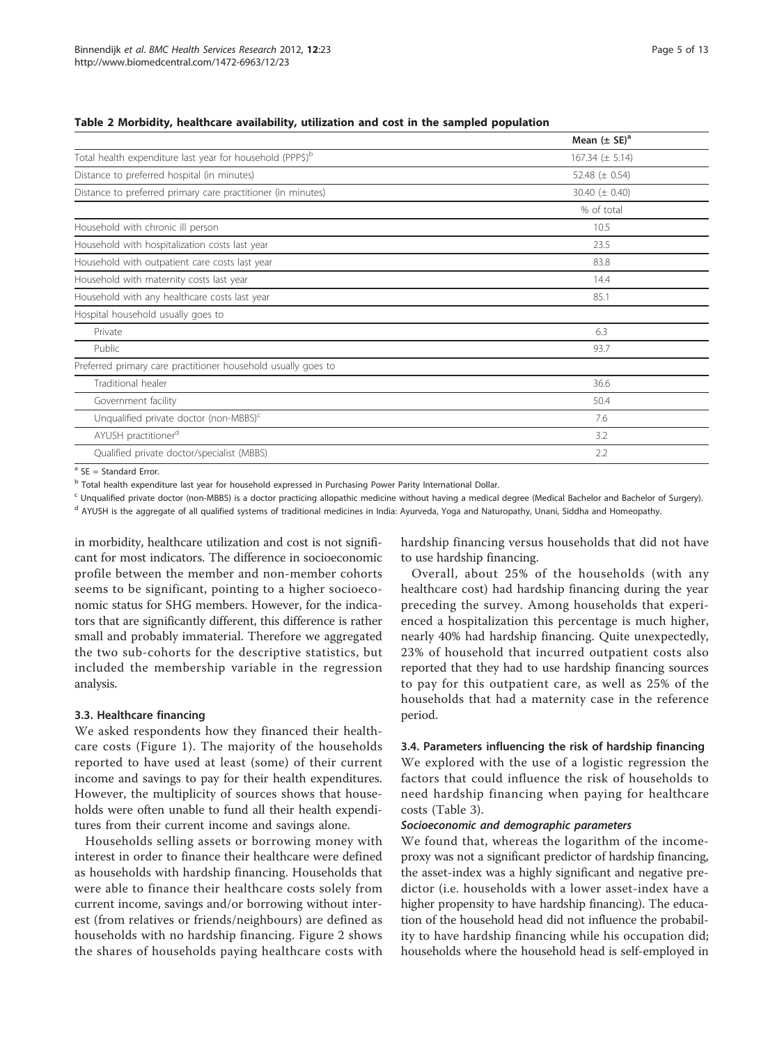**Table 2 Morbidity, healthcare availability, utilization and cost in the sampled population**

| | Mean (± SE)[a] |
|---|---|
| Total health expenditure last year for household (PPP$)[b] | 167.34 (± 5.14) |
| Distance to preferred hospital (in minutes) | 52.48 (± 0.54) |
| Distance to preferred primary care practitioner (in minutes) | 30.40 (± 0.40) |
| | % of total |
| Household with chronic ill person | 10.5 |
| Household with hospitalization costs last year | 23.5 |
| Household with outpatient care costs last year | 83.8 |
| Household with maternity costs last year | 14.4 |
| Household with any healthcare costs last year | 85.1 |
| Hospital household usually goes to | |
| Private | 6.3 |
| Public | 93.7 |
| Preferred primary care practitioner household usually goes to | |
| Traditional healer | 36.6 |
| Government facility | 50.4 |
| Unqualified private doctor (non-MBBS)[c] | 7.6 |
| AYUSH practitioner[d] | 3.2 |
| Qualified private doctor/specialist (MBBS) | 2.2 |

[a] SE = Standard Error.

[b] Total health expenditure last year for household expressed in Purchasing Power Parity International Dollar.

[c] Unqualified private doctor (non-MBBS) is a doctor practicing allopathic medicine without having a medical degree (Medical Bachelor and Bachelor of Surgery).

[d] AYUSH is the aggregate of all qualified systems of traditional medicines in India: Ayurveda, Yoga and Naturopathy, Unani, Siddha and Homeopathy.

in morbidity, healthcare utilization and cost is not significant for most indicators. The difference in socioeconomic profile between the member and non-member cohorts seems to be significant, pointing to a higher socioeconomic status for SHG members. However, for the indicators that are significantly different, this difference is rather small and probably immaterial. Therefore we aggregated the two sub-cohorts for the descriptive statistics, but included the membership variable in the regression analysis.

### 3.3. Healthcare financing

We asked respondents how they financed their healthcare costs (Figure 1). The majority of the households reported to have used at least (some) of their current income and savings to pay for their health expenditures. However, the multiplicity of sources shows that households were often unable to fund all their health expenditures from their current income and savings alone.

Households selling assets or borrowing money with interest in order to finance their healthcare were defined as households with hardship financing. Households that were able to finance their healthcare costs solely from current income, savings and/or borrowing without interest (from relatives or friends/neighbours) are defined as households with no hardship financing. Figure 2 shows the shares of households paying healthcare costs with hardship financing versus households that did not have to use hardship financing.

Overall, about 25% of the households (with any healthcare cost) had hardship financing during the year preceding the survey. Among households that experienced a hospitalization this percentage is much higher, nearly 40% had hardship financing. Quite unexpectedly, 23% of household that incurred outpatient costs also reported that they had to use hardship financing sources to pay for this outpatient care, as well as 25% of the households that had a maternity case in the reference period.

### 3.4. Parameters influencing the risk of hardship financing

We explored with the use of a logistic regression the factors that could influence the risk of households to need hardship financing when paying for healthcare costs (Table 3).

#### *Socioeconomic and demographic parameters*

We found that, whereas the logarithm of the income-proxy was not a significant predictor of hardship financing, the asset-index was a highly significant and negative predictor (i.e. households with a lower asset-index have a higher propensity to have hardship financing). The education of the household head did not influence the probability to have hardship financing while his occupation did; households where the household head is self-employed in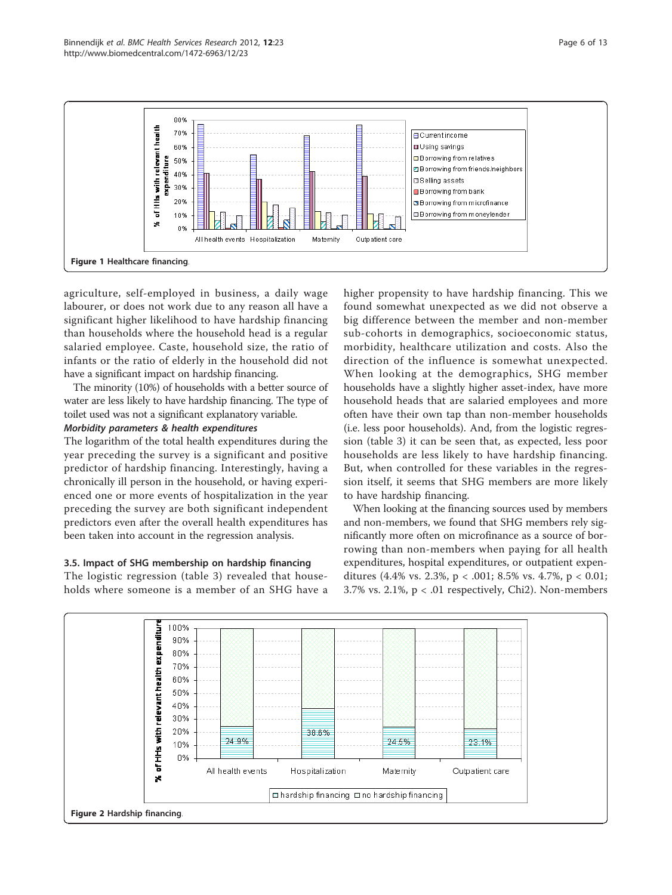80%
70%
60%
50%
40%
30%
20%
10%
0%

% of HHs with relevant health expenditure

All health events   Hospitalization   Maternity   Outpatient care

Current income
Using savings
Borrowing from relatives
Borrowing from friends/neighbors
Selling assets
Borrowing from bank
Borrowing from microfinance
Borrowing from moneylender

**Figure 1** Healthcare financing.

agriculture, self-employed in business, a daily wage labourer, or does not work due to any reason all have a significant higher likelihood to have hardship financing than households where the household head is a regular salaried employee. Caste, household size, the ratio of infants or the ratio of elderly in the household did not have a significant impact on hardship financing.

The minority (10%) of households with a better source of water are less likely to have hardship financing. The type of toilet used was not a significant explanatory variable.

***Morbidity parameters & health expenditures***

The logarithm of the total health expenditures during the year preceding the survey is a significant and positive predictor of hardship financing. Interestingly, having a chronically ill person in the household, or having experienced one or more events of hospitalization in the year preceding the survey are both significant independent predictors even after the overall health expenditures has been taken into account in the regression analysis.

### 3.5. Impact of SHG membership on hardship financing

The logistic regression (table 3) revealed that households where someone is a member of an SHG have a higher propensity to have hardship financing. This we found somewhat unexpected as we did not observe a big difference between the member and non-member sub-cohorts in demographics, socioeconomic status, morbidity, healthcare utilization and costs. Also the direction of the influence is somewhat unexpected. When looking at the demographics, SHG member households have a slightly higher asset-index, have more household heads that are salaried employees and more often have their own tap than non-member households (i.e. less poor households). And, from the logistic regression (table 3) it can be seen that, as expected, less poor households are less likely to have hardship financing. But, when controlled for these variables in the regression itself, it seems that SHG members are more likely to have hardship financing.

When looking at the financing sources used by members and non-members, we found that SHG members rely significantly more often on microfinance as a source of borrowing than non-members when paying for all health expenditures, hospital expenditures, or outpatient expenditures (4.4% vs. 2.3%, $p < .001$; 8.5% vs. 4.7%, $p < 0.01$; 3.7% vs. 2.1%, $p < .01$ respectively, Chi2). Non-members

100%
90%
80%
70%
60%
50%
40%
30%
20%
10%
0%

% of HHs with relevant health expenditure

24.9%   38.6%   24.5%   23.1%

All health events   Hospitalization   Maternity   Outpatient care

hardship financing   no hardship financing

**Figure 2** Hardship financing.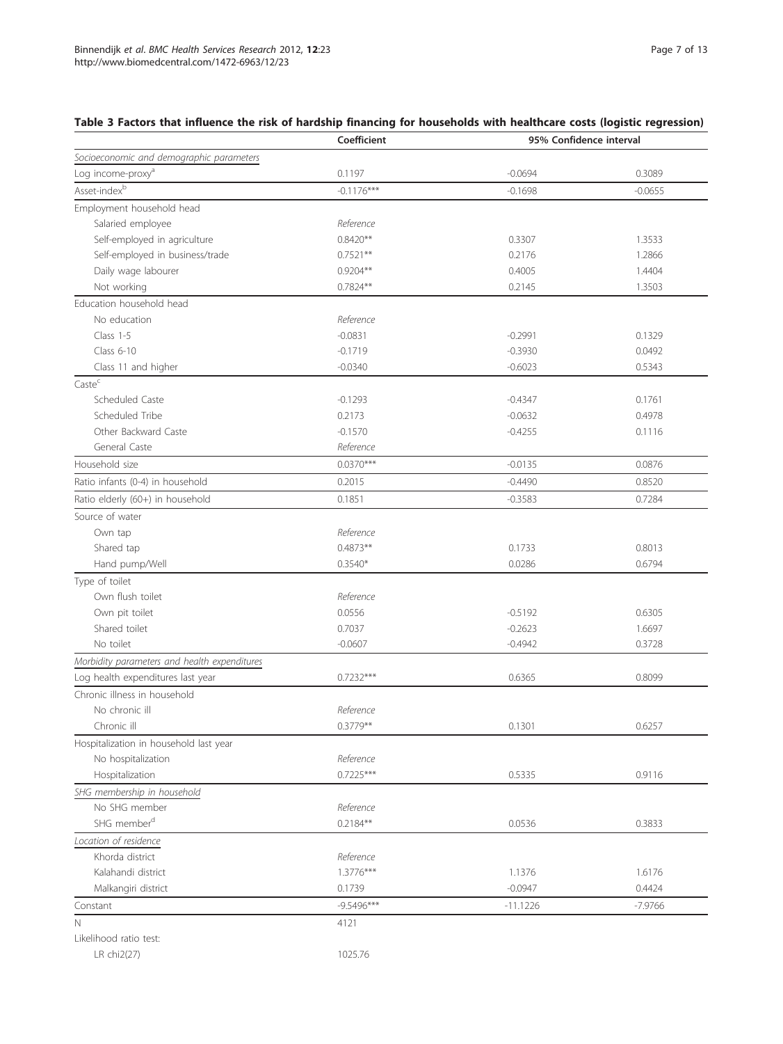## Table 3 Factors that influence the risk of hardship financing for households with healthcare costs (logistic regression)

| | Coefficient | 95% Confidence interval | |
|---|---|---|---|
| *Socioeconomic and demographic parameters* | | | |
| Log income-proxy[a] | 0.1197 | -0.0694 | 0.3089 |
| Asset-index[b] | -0.1176*** | -0.1698 | -0.0655 |
| Employment household head | | | |
| Salaried employee | *Reference* | | |
| Self-employed in agriculture | 0.8420** | 0.3307 | 1.3533 |
| Self-employed in business/trade | 0.7521** | 0.2176 | 1.2866 |
| Daily wage labourer | 0.9204** | 0.4005 | 1.4404 |
| Not working | 0.7824** | 0.2145 | 1.3503 |
| Education household head | | | |
| No education | *Reference* | | |
| Class 1-5 | -0.0831 | -0.2991 | 0.1329 |
| Class 6-10 | -0.1719 | -0.3930 | 0.0492 |
| Class 11 and higher | -0.0340 | -0.6023 | 0.5343 |
| Caste[c] | | | |
| Scheduled Caste | -0.1293 | -0.4347 | 0.1761 |
| Scheduled Tribe | 0.2173 | -0.0632 | 0.4978 |
| Other Backward Caste | -0.1570 | -0.4255 | 0.1116 |
| General Caste | *Reference* | | |
| Household size | 0.0370*** | -0.0135 | 0.0876 |
| Ratio infants (0-4) in household | 0.2015 | -0.4490 | 0.8520 |
| Ratio elderly (60+) in household | 0.1851 | -0.3583 | 0.7284 |
| Source of water | | | |
| Own tap | *Reference* | | |
| Shared tap | 0.4873** | 0.1733 | 0.8013 |
| Hand pump/Well | 0.3540* | 0.0286 | 0.6794 |
| Type of toilet | | | |
| Own flush toilet | *Reference* | | |
| Own pit toilet | 0.0556 | -0.5192 | 0.6305 |
| Shared toilet | 0.7037 | -0.2623 | 1.6697 |
| No toilet | -0.0607 | -0.4942 | 0.3728 |
| *Morbidity parameters and health expenditures* | | | |
| Log health expenditures last year | 0.7232*** | 0.6365 | 0.8099 |
| Chronic illness in household | | | |
| No chronic ill | *Reference* | | |
| Chronic ill | 0.3779** | 0.1301 | 0.6257 |
| Hospitalization in household last year | | | |
| No hospitalization | *Reference* | | |
| Hospitalization | 0.7225*** | 0.5335 | 0.9116 |
| *SHG membership in household* | | | |
| No SHG member | *Reference* | | |
| SHG member[d] | 0.2184** | 0.0536 | 0.3833 |
| *Location of residence* | | | |
| Khorda district | *Reference* | | |
| Kalahandi district | 1.3776*** | 1.1376 | 1.6176 |
| Malkangiri district | 0.1739 | -0.0947 | 0.4424 |
| Constant | -9.5496*** | -11.1226 | -7.9766 |
| N | 4121 | | |
| Likelihood ratio test: | | | |
| LR chi2(27) | 1025.76 | | |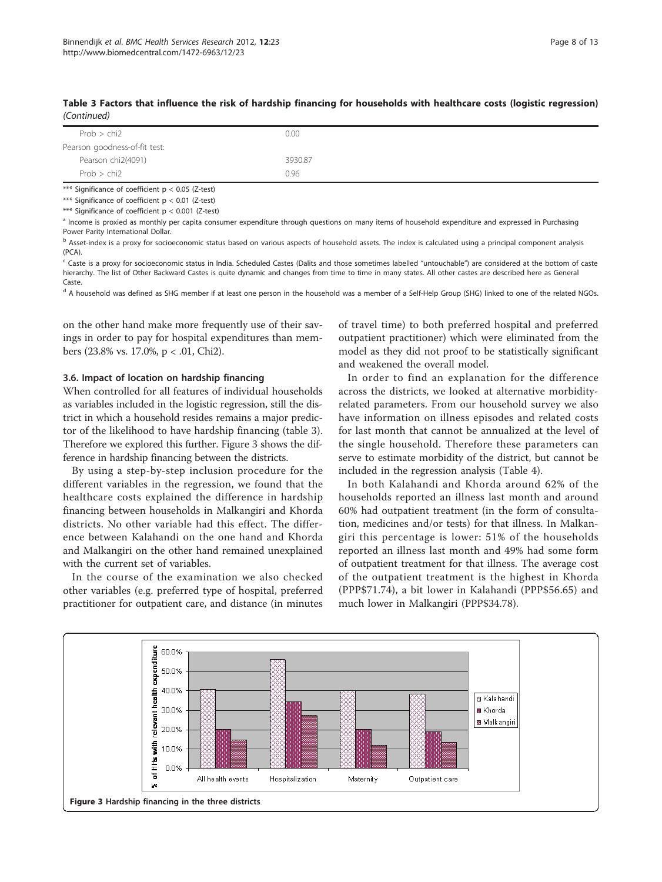**Table 3 Factors that influence the risk of hardship financing for households with healthcare costs (logistic regression)** *(Continued)*

| | |
|---|---|
| Prob > chi2 | 0.00 |
| Pearson goodness-of-fit test: | |
| Pearson chi2(4091) | 3930.87 |
| Prob > chi2 | 0.96 |

*** Significance of coefficient p < 0.05 (Z-test)

*** Significance of coefficient p < 0.01 (Z-test)

*** Significance of coefficient p < 0.001 (Z-test)

[a] Income is proxied as monthly per capita consumer expenditure through questions on many items of household expenditure and expressed in Purchasing Power Parity International Dollar.

[b] Asset-index is a proxy for socioeconomic status based on various aspects of household assets. The index is calculated using a principal component analysis (PCA).

[c] Caste is a proxy for socioeconomic status in India. Scheduled Castes (Dalits and those sometimes labelled "untouchable") are considered at the bottom of caste hierarchy. The list of Other Backward Castes is quite dynamic and changes from time to time in many states. All other castes are described here as General Caste.

[d] A household was defined as SHG member if at least one person in the household was a member of a Self-Help Group (SHG) linked to one of the related NGOs.

on the other hand make more frequently use of their savings in order to pay for hospital expenditures than members (23.8% vs. 17.0%, p < .01, Chi2).

### 3.6. Impact of location on hardship financing

When controlled for all features of individual households as variables included in the logistic regression, still the district in which a household resides remains a major predictor of the likelihood to have hardship financing (table 3). Therefore we explored this further. Figure 3 shows the difference in hardship financing between the districts.

By using a step-by-step inclusion procedure for the different variables in the regression, we found that the healthcare costs explained the difference in hardship financing between households in Malkangiri and Khorda districts. No other variable had this effect. The difference between Kalahandi on the one hand and Khorda and Malkangiri on the other hand remained unexplained with the current set of variables.

In the course of the examination we also checked other variables (e.g. preferred type of hospital, preferred practitioner for outpatient care, and distance (in minutes of travel time) to both preferred hospital and preferred outpatient practitioner) which were eliminated from the model as they did not proof to be statistically significant and weakened the overall model.

In order to find an explanation for the difference across the districts, we looked at alternative morbidity-related parameters. From our household survey we also have information on illness episodes and related costs for last month that cannot be annualized at the level of the single household. Therefore these parameters can serve to estimate morbidity of the district, but cannot be included in the regression analysis (Table 4).

In both Kalahandi and Khorda around 62% of the households reported an illness last month and around 60% had outpatient treatment (in the form of consultation, medicines and/or tests) for that illness. In Malkangiri this percentage is lower: 51% of the households reported an illness last month and 49% had some form of outpatient treatment for that illness. The average cost of the outpatient treatment is the highest in Khorda (PPP$71.74), a bit lower in Kalahandi (PPP$56.65) and much lower in Malkangiri (PPP$34.78).

% of HHs with relevant health expenditure

60.0%
50.0%
40.0%
30.0%
20.0%
10.0%
0.0%

All health events
Hospitalization
Maternity
Outpatient care

Kalahandi
Khorda
Malkangiri

**Figure 3** Hardship financing in the three districts.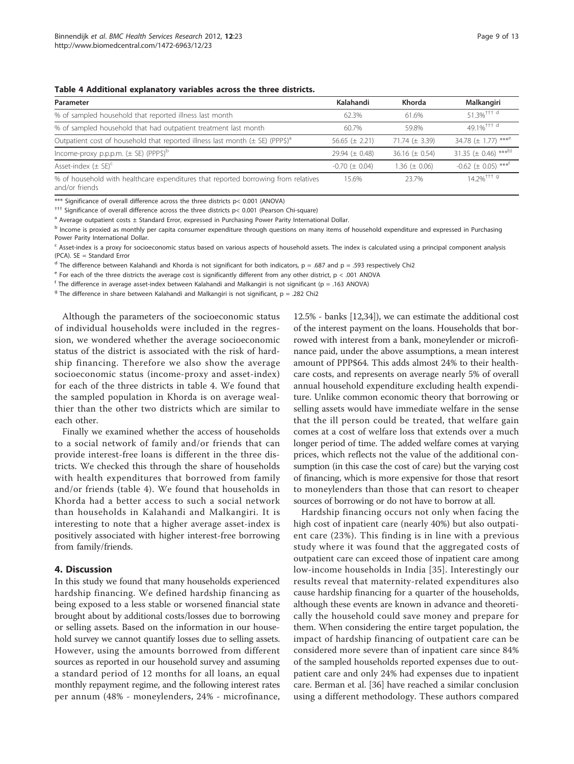**Table 4 Additional explanatory variables across the three districts.**

| Parameter | Kalahandi | Khorda | Malkangiri |
|---|---|---|---|
| % of sampled household that reported illness last month | 62.3% | 61.6% | 51.3%[††† d] |
| % of sampled household that had outpatient treatment last month | 60.7% | 59.8% | 49.1%[††† d] |
| Outpatient cost of household that reported illness last month (± SE) (PPP$)[a] | 56.65 (± 2.21) | 71.74 (± 3.39) | 34.78 (± 1.77) ***[e] |
| Income-proxy p.p.p.m. (± SE) (PPP$)[b] | 29.94 (± 0.48) | 36.16 (± 0.54) | 31.35 (± 0.46) ***[b)] |
| Asset-index (± SE)[c] | -0.70 (± 0.04) | 1.36 (± 0.06) | -0.62 (± 0.05) ***[f] |
| % of household with healthcare expenditures that reported borrowing from relatives and/or friends | 15.6% | 23.7% | 14.2%[††† g] |

*** Significance of overall difference across the three districts p< 0.001 (ANOVA)

††† Significance of overall difference across the three districts p< 0.001 (Pearson Chi-square)

[a] Average outpatient costs ± Standard Error, expressed in Purchasing Power Parity International Dollar.

[b] Income is proxied as monthly per capita consumer expenditure through questions on many items of household expenditure and expressed in Purchasing Power Parity International Dollar.

[c] Asset-index is a proxy for socioeconomic status based on various aspects of household assets. The index is calculated using a principal component analysis (PCA). SE = Standard Error

[d] The difference between Kalahandi and Khorda is not significant for both indicators, p = .687 and p = .593 respectively Chi2

[e] For each of the three districts the average cost is significantly different from any other district, p < .001 ANOVA

[f] The difference in average asset-index between Kalahandi and Malkangiri is not significant (p = .163 ANOVA)

[g] The difference in share between Kalahandi and Malkangiri is not significant, p = .282 Chi2

Although the parameters of the socioeconomic status of individual households were included in the regression, we wondered whether the average socioeconomic status of the district is associated with the risk of hardship financing. Therefore we also show the average socioeconomic status (income-proxy and asset-index) for each of the three districts in table 4. We found that the sampled population in Khorda is on average wealthier than the other two districts which are similar to each other.

Finally we examined whether the access of households to a social network of family and/or friends that can provide interest-free loans is different in the three districts. We checked this through the share of households with health expenditures that borrowed from family and/or friends (table 4). We found that households in Khorda had a better access to such a social network than households in Kalahandi and Malkangiri. It is interesting to note that a higher average asset-index is positively associated with higher interest-free borrowing from family/friends.

## 4. Discussion

In this study we found that many households experienced hardship financing. We defined hardship financing as being exposed to a less stable or worsened financial state brought about by additional costs/losses due to borrowing or selling assets. Based on the information in our household survey we cannot quantify losses due to selling assets. However, using the amounts borrowed from different sources as reported in our household survey and assuming a standard period of 12 months for all loans, an equal monthly repayment regime, and the following interest rates per annum (48% - moneylenders, 24% - microfinance, 12.5% - banks [12,34]), we can estimate the additional cost of the interest payment on the loans. Households that borrowed with interest from a bank, moneylender or microfinance paid, under the above assumptions, a mean interest amount of PPP$64. This adds almost 24% to their healthcare costs, and represents on average nearly 5% of overall annual household expenditure excluding health expenditure. Unlike common economic theory that borrowing or selling assets would have immediate welfare in the sense that the ill person could be treated, that welfare gain comes at a cost of welfare loss that extends over a much longer period of time. The added welfare comes at varying prices, which reflects not the value of the additional consumption (in this case the cost of care) but the varying cost of financing, which is more expensive for those that resort to moneylenders than those that can resort to cheaper sources of borrowing or do not have to borrow at all.

Hardship financing occurs not only when facing the high cost of inpatient care (nearly 40%) but also outpatient care (23%). This finding is in line with a previous study where it was found that the aggregated costs of outpatient care can exceed those of inpatient care among low-income households in India [35]. Interestingly our results reveal that maternity-related expenditures also cause hardship financing for a quarter of the households, although these events are known in advance and theoretically the household could save money and prepare for them. When considering the entire target population, the impact of hardship financing of outpatient care can be considered more severe than of inpatient care since 84% of the sampled households reported expenses due to outpatient care and only 24% had expenses due to inpatient care. Berman et al. [36] have reached a similar conclusion using a different methodology. These authors compared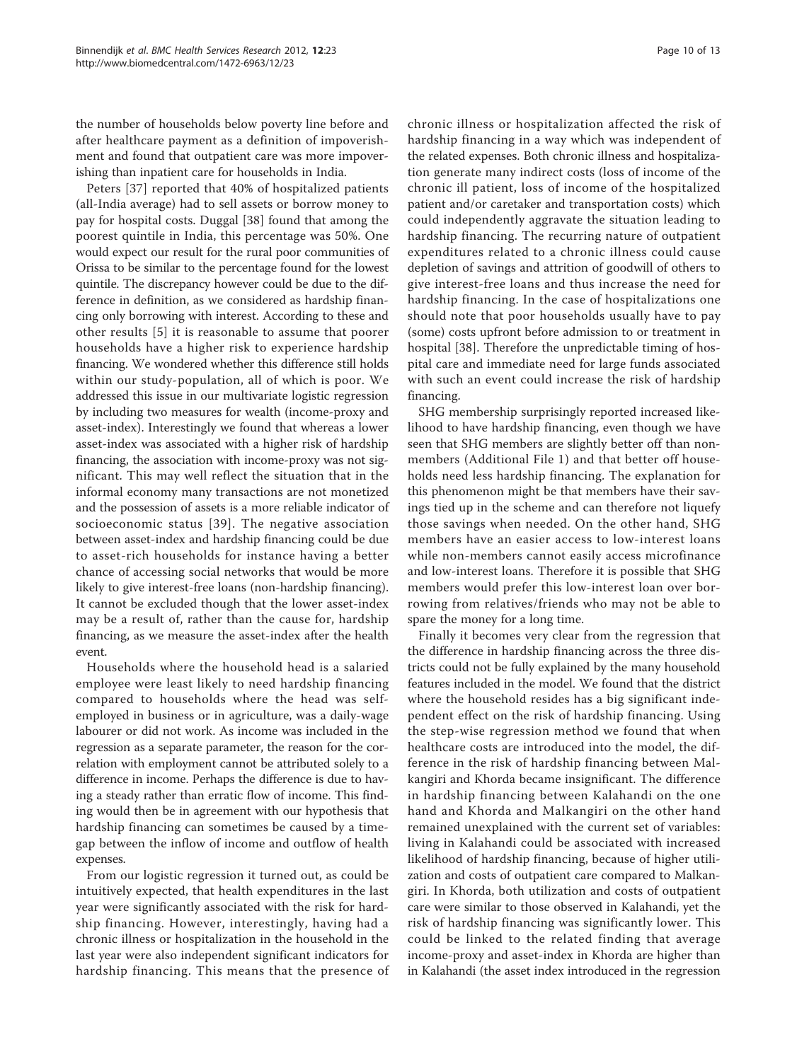the number of households below poverty line before and after healthcare payment as a definition of impoverishment and found that outpatient care was more impoverishing than inpatient care for households in India.

Peters [37] reported that 40% of hospitalized patients (all-India average) had to sell assets or borrow money to pay for hospital costs. Duggal [38] found that among the poorest quintile in India, this percentage was 50%. One would expect our result for the rural poor communities of Orissa to be similar to the percentage found for the lowest quintile. The discrepancy however could be due to the difference in definition, as we considered as hardship financing only borrowing with interest. According to these and other results [5] it is reasonable to assume that poorer households have a higher risk to experience hardship financing. We wondered whether this difference still holds within our study-population, all of which is poor. We addressed this issue in our multivariate logistic regression by including two measures for wealth (income-proxy and asset-index). Interestingly we found that whereas a lower asset-index was associated with a higher risk of hardship financing, the association with income-proxy was not significant. This may well reflect the situation that in the informal economy many transactions are not monetized and the possession of assets is a more reliable indicator of socioeconomic status [39]. The negative association between asset-index and hardship financing could be due to asset-rich households for instance having a better chance of accessing social networks that would be more likely to give interest-free loans (non-hardship financing). It cannot be excluded though that the lower asset-index may be a result of, rather than the cause for, hardship financing, as we measure the asset-index after the health event.

Households where the household head is a salaried employee were least likely to need hardship financing compared to households where the head was self-employed in business or in agriculture, was a daily-wage labourer or did not work. As income was included in the regression as a separate parameter, the reason for the correlation with employment cannot be attributed solely to a difference in income. Perhaps the difference is due to having a steady rather than erratic flow of income. This finding would then be in agreement with our hypothesis that hardship financing can sometimes be caused by a time-gap between the inflow of income and outflow of health expenses.

From our logistic regression it turned out, as could be intuitively expected, that health expenditures in the last year were significantly associated with the risk for hardship financing. However, interestingly, having had a chronic illness or hospitalization in the household in the last year were also independent significant indicators for hardship financing. This means that the presence of chronic illness or hospitalization affected the risk of hardship financing in a way which was independent of the related expenses. Both chronic illness and hospitalization generate many indirect costs (loss of income of the chronic ill patient, loss of income of the hospitalized patient and/or caretaker and transportation costs) which could independently aggravate the situation leading to hardship financing. The recurring nature of outpatient expenditures related to a chronic illness could cause depletion of savings and attrition of goodwill of others to give interest-free loans and thus increase the need for hardship financing. In the case of hospitalizations one should note that poor households usually have to pay (some) costs upfront before admission to or treatment in hospital [38]. Therefore the unpredictable timing of hospital care and immediate need for large funds associated with such an event could increase the risk of hardship financing.

SHG membership surprisingly reported increased likelihood to have hardship financing, even though we have seen that SHG members are slightly better off than non-members (Additional File 1) and that better off households need less hardship financing. The explanation for this phenomenon might be that members have their savings tied up in the scheme and can therefore not liquefy those savings when needed. On the other hand, SHG members have an easier access to low-interest loans while non-members cannot easily access microfinance and low-interest loans. Therefore it is possible that SHG members would prefer this low-interest loan over borrowing from relatives/friends who may not be able to spare the money for a long time.

Finally it becomes very clear from the regression that the difference in hardship financing across the three districts could not be fully explained by the many household features included in the model. We found that the district where the household resides has a big significant independent effect on the risk of hardship financing. Using the step-wise regression method we found that when healthcare costs are introduced into the model, the difference in the risk of hardship financing between Malkangiri and Khorda became insignificant. The difference in hardship financing between Kalahandi on the one hand and Khorda and Malkangiri on the other hand remained unexplained with the current set of variables: living in Kalahandi could be associated with increased likelihood of hardship financing, because of higher utilization and costs of outpatient care compared to Malkangiri. In Khorda, both utilization and costs of outpatient care were similar to those observed in Kalahandi, yet the risk of hardship financing was significantly lower. This could be linked to the related finding that average income-proxy and asset-index in Khorda are higher than in Kalahandi (the asset index introduced in the regression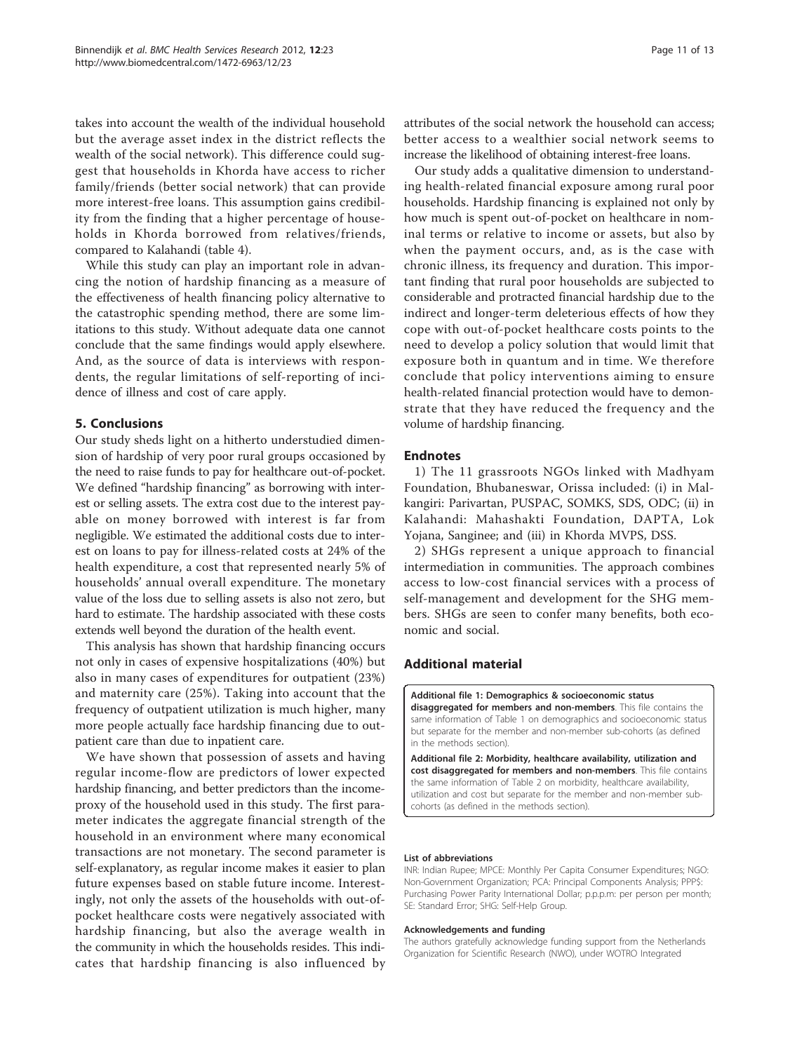takes into account the wealth of the individual household but the average asset index in the district reflects the wealth of the social network). This difference could suggest that households in Khorda have access to richer family/friends (better social network) that can provide more interest-free loans. This assumption gains credibility from the finding that a higher percentage of households in Khorda borrowed from relatives/friends, compared to Kalahandi (table 4).

While this study can play an important role in advancing the notion of hardship financing as a measure of the effectiveness of health financing policy alternative to the catastrophic spending method, there are some limitations to this study. Without adequate data one cannot conclude that the same findings would apply elsewhere. And, as the source of data is interviews with respondents, the regular limitations of self-reporting of incidence of illness and cost of care apply.

## 5. Conclusions

Our study sheds light on a hitherto understudied dimension of hardship of very poor rural groups occasioned by the need to raise funds to pay for healthcare out-of-pocket. We defined "hardship financing" as borrowing with interest or selling assets. The extra cost due to the interest payable on money borrowed with interest is far from negligible. We estimated the additional costs due to interest on loans to pay for illness-related costs at 24% of the health expenditure, a cost that represented nearly 5% of households' annual overall expenditure. The monetary value of the loss due to selling assets is also not zero, but hard to estimate. The hardship associated with these costs extends well beyond the duration of the health event.

This analysis has shown that hardship financing occurs not only in cases of expensive hospitalizations (40%) but also in many cases of expenditures for outpatient (23%) and maternity care (25%). Taking into account that the frequency of outpatient utilization is much higher, many more people actually face hardship financing due to outpatient care than due to inpatient care.

We have shown that possession of assets and having regular income-flow are predictors of lower expected hardship financing, and better predictors than the income-proxy of the household used in this study. The first parameter indicates the aggregate financial strength of the household in an environment where many economical transactions are not monetary. The second parameter is self-explanatory, as regular income makes it easier to plan future expenses based on stable future income. Interestingly, not only the assets of the households with out-of-pocket healthcare costs were negatively associated with hardship financing, but also the average wealth in the community in which the households resides. This indicates that hardship financing is also influenced by attributes of the social network the household can access; better access to a wealthier social network seems to increase the likelihood of obtaining interest-free loans.

Our study adds a qualitative dimension to understanding health-related financial exposure among rural poor households. Hardship financing is explained not only by how much is spent out-of-pocket on healthcare in nominal terms or relative to income or assets, but also by when the payment occurs, and, as is the case with chronic illness, its frequency and duration. This important finding that rural poor households are subjected to considerable and protracted financial hardship due to the indirect and longer-term deleterious effects of how they cope with out-of-pocket healthcare costs points to the need to develop a policy solution that would limit that exposure both in quantum and in time. We therefore conclude that policy interventions aiming to ensure health-related financial protection would have to demonstrate that they have reduced the frequency and the volume of hardship financing.

## Endnotes

1) The 11 grassroots NGOs linked with Madhyam Foundation, Bhubaneswar, Orissa included: (i) in Malkangiri: Parivartan, PUSPAC, SOMKS, SDS, ODC; (ii) in Kalahandi: Mahashakti Foundation, DAPTA, Lok Yojana, Sanginee; and (iii) in Khorda MVPS, DSS.

2) SHGs represent a unique approach to financial intermediation in communities. The approach combines access to low-cost financial services with a process of self-management and development for the SHG members. SHGs are seen to confer many benefits, both economic and social.

## Additional material

**Additional file 1: Demographics & socioeconomic status disaggregated for members and non-members**. This file contains the same information of Table 1 on demographics and socioeconomic status but separate for the member and non-member sub-cohorts (as defined in the methods section).

**Additional file 2: Morbidity, healthcare availability, utilization and cost disaggregated for members and non-members**. This file contains the same information of Table 2 on morbidity, healthcare availability, utilization and cost but separate for the member and non-member sub-cohorts (as defined in the methods section).

#### List of abbreviations

INR: Indian Rupee; MPCE: Monthly Per Capita Consumer Expenditures; NGO: Non-Government Organization; PCA: Principal Components Analysis; PPP$: Purchasing Power Parity International Dollar; p.p.p.m: per person per month; SE: Standard Error; SHG: Self-Help Group.

#### Acknowledgements and funding

The authors gratefully acknowledge funding support from the Netherlands Organization for Scientific Research (NWO), under WOTRO Integrated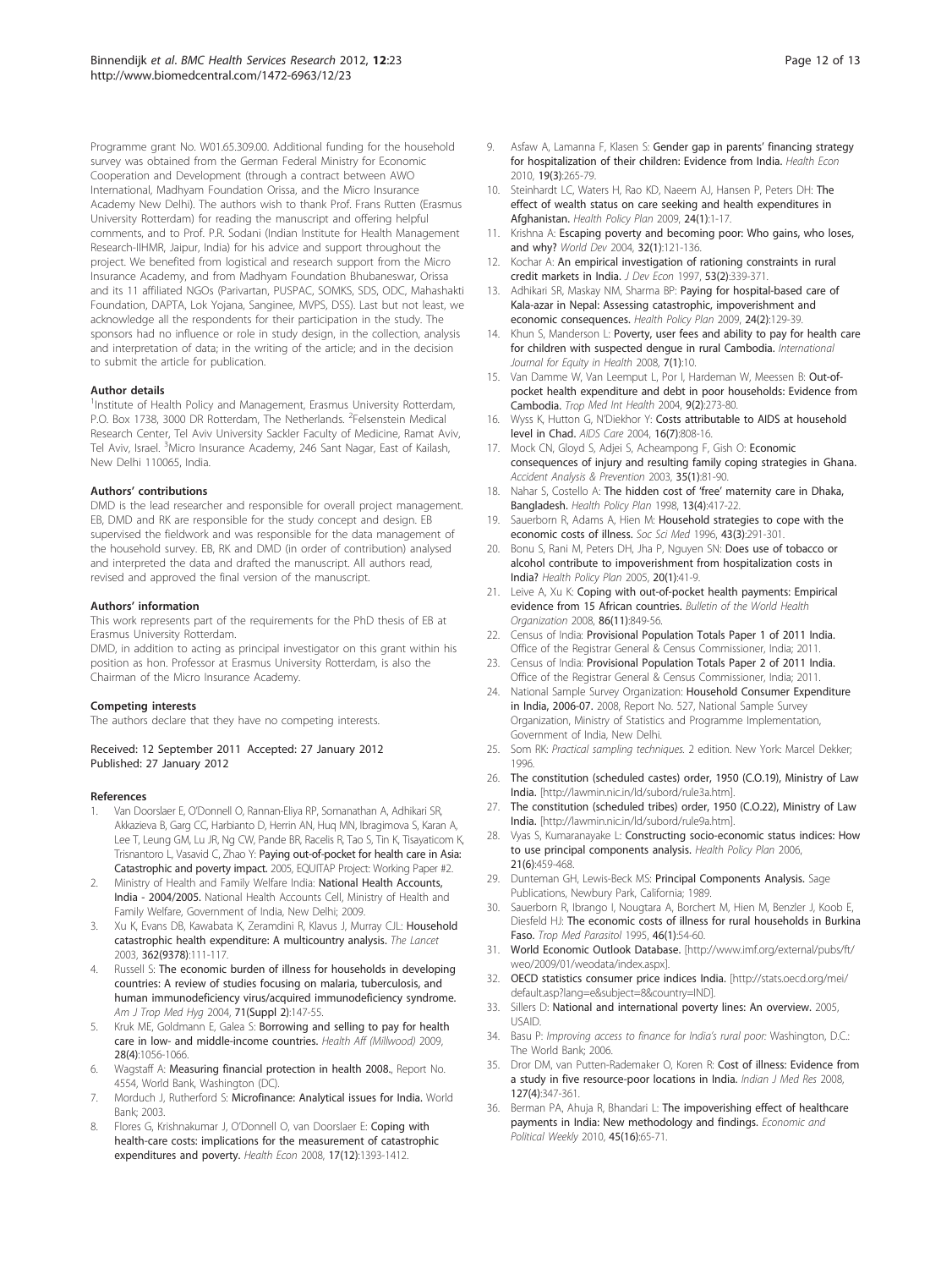Programme grant No. W01.65.309.00. Additional funding for the household survey was obtained from the German Federal Ministry for Economic Cooperation and Development (through a contract between AWO International, Madhyam Foundation Orissa, and the Micro Insurance Academy New Delhi). The authors wish to thank Prof. Frans Rutten (Erasmus University Rotterdam) for reading the manuscript and offering helpful comments, and to Prof. P.R. Sodani (Indian Institute for Health Management Research-IIHMR, Jaipur, India) for his advice and support throughout the project. We benefited from logistical and research support from the Micro Insurance Academy, and from Madhyam Foundation Bhubaneswar, Orissa and its 11 affiliated NGOs (Parivartan, PUSPAC, SOMKS, SDS, ODC, Mahashakti Foundation, DAPTA, Lok Yojana, Sanginee, MVPS, DSS). Last but not least, we acknowledge all the respondents for their participation in the study. The sponsors had no influence or role in study design, in the collection, analysis and interpretation of data; in the writing of the article; and in the decision to submit the article for publication.

#### Author details

[1]Institute of Health Policy and Management, Erasmus University Rotterdam, P.O. Box 1738, 3000 DR Rotterdam, The Netherlands. [2]Felsenstein Medical Research Center, Tel Aviv University Sackler Faculty of Medicine, Ramat Aviv, Tel Aviv, Israel. [3]Micro Insurance Academy, 246 Sant Nagar, East of Kailash, New Delhi 110065, India.

#### Authors' contributions

DMD is the lead researcher and responsible for overall project management. EB, DMD and RK are responsible for the study concept and design. EB supervised the fieldwork and was responsible for the data management of the household survey. EB, RK and DMD (in order of contribution) analysed and interpreted the data and drafted the manuscript. All authors read, revised and approved the final version of the manuscript.

#### Authors' information

This work represents part of the requirements for the PhD thesis of EB at Erasmus University Rotterdam.
DMD, in addition to acting as principal investigator on this grant within his position as hon. Professor at Erasmus University Rotterdam, is also the Chairman of the Micro Insurance Academy.

#### Competing interests

The authors declare that they have no competing interests.

Received: 12 September 2011 Accepted: 27 January 2012
Published: 27 January 2012

#### References

1. Van Doorslaer E, O'Donnell O, Rannan-Eliya RP, Somanathan A, Adhikari SR, Akkazieva B, Garg CC, Harbianto D, Herrin AN, Huq MN, Ibragimova S, Karan A, Lee T, Leung GM, Lu JR, Ng CW, Pande BR, Racelis R, Tao S, Tin K, Tisayaticom K, Trisnantoro L, Vasavid C, Zhao Y: **Paying out-of-pocket for health care in Asia: Catastrophic and poverty impact.** 2005, EQUITAP Project: Working Paper #2.
2. Ministry of Health and Family Welfare India: **National Health Accounts, India - 2004/2005.** National Health Accounts Cell, Ministry of Health and Family Welfare, Government of India, New Delhi; 2009.
3. Xu K, Evans DB, Kawabata K, Zeramdini R, Klavus J, Murray CJL: **Household catastrophic health expenditure: A multicountry analysis.** *The Lancet* 2003, **362(9378)**:111-117.
4. Russell S: **The economic burden of illness for households in developing countries: A review of studies focusing on malaria, tuberculosis, and human immunodeficiency virus/acquired immunodeficiency syndrome.** *Am J Trop Med Hyg* 2004, **71(Suppl 2)**:147-55.
5. Kruk ME, Goldmann E, Galea S: **Borrowing and selling to pay for health care in low- and middle-income countries.** *Health Aff (Millwood)* 2009, **28(4)**:1056-1066.
6. Wagstaff A: **Measuring financial protection in health 2008.**, Report No. 4554, World Bank, Washington (DC).
7. Morduch J, Rutherford S: **Microfinance: Analytical issues for India.** World Bank; 2003.
8. Flores G, Krishnakumar J, O'Donnell O, van Doorslaer E: **Coping with health-care costs: implications for the measurement of catastrophic expenditures and poverty.** *Health Econ* 2008, **17(12)**:1393-1412.
9. Asfaw A, Lamanna F, Klasen S: **Gender gap in parents' financing strategy for hospitalization of their children: Evidence from India.** *Health Econ* 2010, **19(3)**:265-79.
10. Steinhardt LC, Waters H, Rao KD, Naeem AJ, Hansen P, Peters DH: **The effect of wealth status on care seeking and health expenditures in Afghanistan.** *Health Policy Plan* 2009, **24(1)**:1-17.
11. Krishna A: **Escaping poverty and becoming poor: Who gains, who loses, and why?** *World Dev* 2004, **32(1)**:121-136.
12. Kochar A: **An empirical investigation of rationing constraints in rural credit markets in India.** *J Dev Econ* 1997, **53(2)**:339-371.
13. Adhikari SR, Maskay NM, Sharma BP: **Paying for hospital-based care of Kala-azar in Nepal: Assessing catastrophic, impoverishment and economic consequences.** *Health Policy Plan* 2009, **24(2)**:129-39.
14. Khun S, Manderson L: **Poverty, user fees and ability to pay for health care for children with suspected dengue in rural Cambodia.** *International Journal for Equity in Health* 2008, **7(1)**:10.
15. Van Damme W, Van Leemput L, Por I, Hardeman W, Meessen B: **Out-of-pocket health expenditure and debt in poor households: Evidence from Cambodia.** *Trop Med Int Health* 2004, **9(2)**:273-80.
16. Wyss K, Hutton G, N'Diekhor Y: **Costs attributable to AIDS at household level in Chad.** *AIDS Care* 2004, **16(7)**:808-16.
17. Mock CN, Gloyd S, Adjei S, Acheampong F, Gish O: **Economic consequences of injury and resulting family coping strategies in Ghana.** *Accident Analysis & Prevention* 2003, **35(1)**:81-90.
18. Nahar S, Costello A: **The hidden cost of 'free' maternity care in Dhaka, Bangladesh.** *Health Policy Plan* 1998, **13(4)**:417-22.
19. Sauerborn R, Adams A, Hien M: **Household strategies to cope with the economic costs of illness.** *Soc Sci Med* 1996, **43(3)**:291-301.
20. Bonu S, Rani M, Peters DH, Jha P, Nguyen SN: **Does use of tobacco or alcohol contribute to impoverishment from hospitalization costs in India?** *Health Policy Plan* 2005, **20(1)**:41-9.
21. Leive A, Xu K: **Coping with out-of-pocket health payments: Empirical evidence from 15 African countries.** *Bulletin of the World Health Organization* 2008, **86(11)**:849-56.
22. Census of India: **Provisional Population Totals Paper 1 of 2011 India.** Office of the Registrar General & Census Commissioner, India; 2011.
23. Census of India: **Provisional Population Totals Paper 2 of 2011 India.** Office of the Registrar General & Census Commissioner, India; 2011.
24. National Sample Survey Organization: **Household Consumer Expenditure in India, 2006-07.** 2008, Report No. 527, National Sample Survey Organization, Ministry of Statistics and Programme Implementation, Government of India, New Delhi.
25. Som RK: *Practical sampling techniques.* 2 edition. New York: Marcel Dekker; 1996.
26. **The constitution (scheduled castes) order, 1950 (C.O.19), Ministry of Law India.** [http://lawmin.nic.in/ld/subord/rule3a.htm].
27. **The constitution (scheduled tribes) order, 1950 (C.O.22), Ministry of Law India.** [http://lawmin.nic.in/ld/subord/rule9a.htm].
28. Vyas S, Kumaranayake L: **Constructing socio-economic status indices: How to use principal components analysis.** *Health Policy Plan* 2006, **21(6)**:459-468.
29. Dunteman GH, Lewis-Beck MS: **Principal Components Analysis.** Sage Publications, Newbury Park, California; 1989.
30. Sauerborn R, Ibrango I, Nougtara A, Borchert M, Hien M, Benzler J, Koob E, Diesfeld HJ: **The economic costs of illness for rural households in Burkina Faso.** *Trop Med Parasitol* 1995, **46(1)**:54-60.
31. **World Economic Outlook Database.** [http://www.imf.org/external/pubs/ft/weo/2009/01/weodata/index.aspx].
32. **OECD statistics consumer price indices India.** [http://stats.oecd.org/mei/default.asp?lang=e&subject=8&country=IND].
33. Sillers D: **National and international poverty lines: An overview.** 2005, USAID.
34. Basu P: *Improving access to finance for India's rural poor:* Washington, D.C.: The World Bank; 2006.
35. Dror DM, van Putten-Rademaker O, Koren R: **Cost of illness: Evidence from a study in five resource-poor locations in India.** *Indian J Med Res* 2008, **127(4)**:347-361.
36. Berman PA, Ahuja R, Bhandari L: **The impoverishing effect of healthcare payments in India: New methodology and findings.** *Economic and Political Weekly* 2010, **45(16)**:65-71.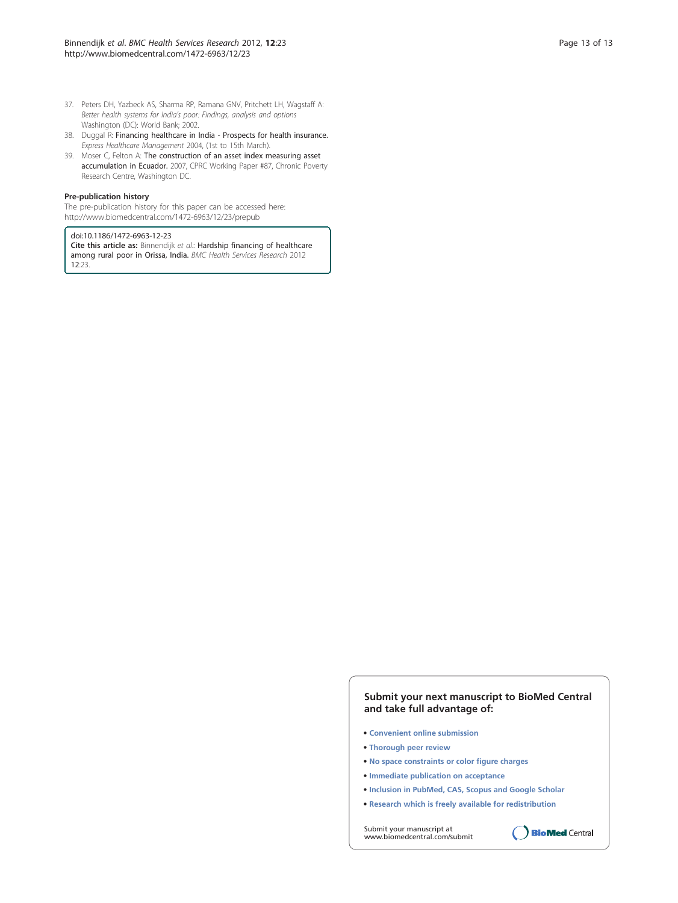37. Peters DH, Yazbeck AS, Sharma RP, Ramana GNV, Pritchett LH, Wagstaff A: *Better health systems for India's poor: Findings, analysis and options* Washington (DC): World Bank; 2002.
38. Duggal R: **Financing healthcare in India - Prospects for health insurance.** *Express Healthcare Management* 2004, (1st to 15th March).
39. Moser C, Felton A: **The construction of an asset index measuring asset accumulation in Ecuador.** 2007, CPRC Working Paper #87, Chronic Poverty Research Centre, Washington DC.

**Pre-publication history**

The pre-publication history for this paper can be accessed here:
http://www.biomedcentral.com/1472-6963/12/23/prepub

doi:10.1186/1472-6963-12-23

**Cite this article as:** Binnendijk *et al.*: **Hardship financing of healthcare among rural poor in Orissa, India.** *BMC Health Services Research* 2012 12:23.

**Submit your next manuscript to BioMed Central and take full advantage of:**

- **Convenient online submission**
- **Thorough peer review**
- **No space constraints or color figure charges**
- **Immediate publication on acceptance**
- **Inclusion in PubMed, CAS, Scopus and Google Scholar**
- **Research which is freely available for redistribution**

Submit your manuscript at
www.biomedcentral.com/submit

BioMed Central